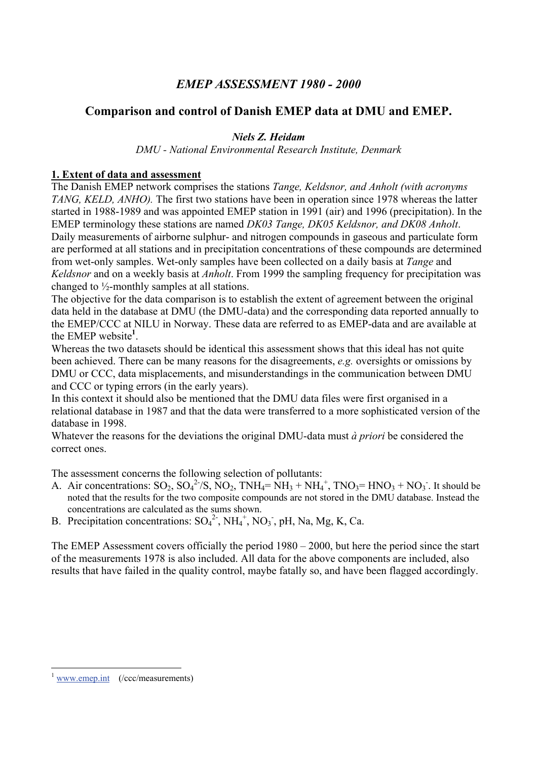# *EMEP ASSESSMENT 1980 - 2000*

## Comparison and control of Danish EMEP data at DMU and EMEP.

***Niels Z. Heidam***
*DMU - National Environmental Research Institute, Denmark*

### 1. Extent of data and assessment

The Danish EMEP network comprises the stations *Tange, Keldsnor, and Anholt (with acronyms TANG, KELD, ANHO).* The first two stations have been in operation since 1978 whereas the latter started in 1988-1989 and was appointed EMEP station in 1991 (air) and 1996 (precipitation). In the EMEP terminology these stations are named *DK03 Tange, DK05 Keldsnor, and DK08 Anholt*. Daily measurements of airborne sulphur- and nitrogen compounds in gaseous and particulate form are performed at all stations and in precipitation concentrations of these compounds are determined from wet-only samples. Wet-only samples have been collected on a daily basis at *Tange* and *Keldsnor* and on a weekly basis at *Anholt*. From 1999 the sampling frequency for precipitation was changed to ½-monthly samples at all stations.

The objective for the data comparison is to establish the extent of agreement between the original data held in the database at DMU (the DMU-data) and the corresponding data reported annually to the EMEP/CCC at NILU in Norway. These data are referred to as EMEP-data and are available at the EMEP website[1].

Whereas the two datasets should be identical this assessment shows that this ideal has not quite been achieved. There can be many reasons for the disagreements, *e.g.* oversights or omissions by DMU or CCC, data misplacements, and misunderstandings in the communication between DMU and CCC or typing errors (in the early years).

In this context it should also be mentioned that the DMU data files were first organised in a relational database in 1987 and that the data were transferred to a more sophisticated version of the database in 1998.

Whatever the reasons for the deviations the original DMU-data must *à priori* be considered the correct ones.

The assessment concerns the following selection of pollutants:

A. Air concentrations: $SO_2$, $SO_4^{2-}/S$, $NO_2$, $TNH_4 = NH_3 + NH_4^+$, $TNO_3 = HNO_3 + NO_3^-$. It should be noted that the results for the two composite compounds are not stored in the DMU database. Instead the concentrations are calculated as the sums shown.

B. Precipitation concentrations: $SO_4^{2-}$, $NH_4^+$, $NO_3^-$, pH, Na, Mg, K, Ca.

The EMEP Assessment covers officially the period 1980 – 2000, but here the period since the start of the measurements 1978 is also included. All data for the above components are included, also results that have failed in the quality control, maybe fatally so, and have been flagged accordingly.

---

[1] www.emep.int (/ccc/measurements)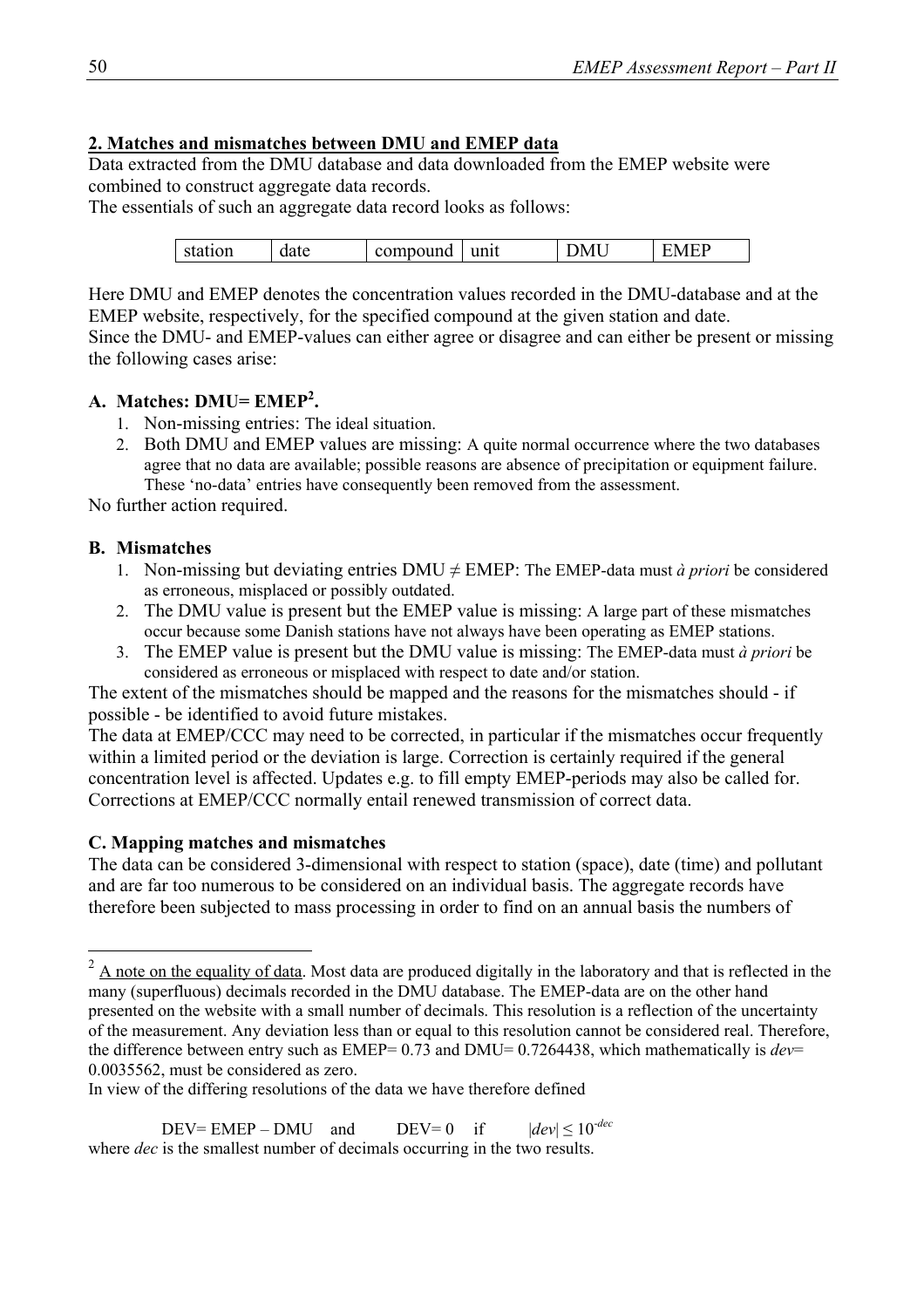## 2. Matches and mismatches between DMU and EMEP data

Data extracted from the DMU database and data downloaded from the EMEP website were combined to construct aggregate data records.

The essentials of such an aggregate data record looks as follows:

| station | date | compound | unit | DMU | EMEP |
|---|---|---|---|---|---|

Here DMU and EMEP denotes the concentration values recorded in the DMU-database and at the EMEP website, respectively, for the specified compound at the given station and date.

Since the DMU- and EMEP-values can either agree or disagree and can either be present or missing the following cases arise:

### A. Matches: DMU= EMEP[2].

1. Non-missing entries: The ideal situation.
2. Both DMU and EMEP values are missing: A quite normal occurrence where the two databases agree that no data are available; possible reasons are absence of precipitation or equipment failure. These 'no-data' entries have consequently been removed from the assessment.

No further action required.

### B. Mismatches

1. Non-missing but deviating entries DMU ≠ EMEP: The EMEP-data must *à priori* be considered as erroneous, misplaced or possibly outdated.
2. The DMU value is present but the EMEP value is missing: A large part of these mismatches occur because some Danish stations have not always have been operating as EMEP stations.
3. The EMEP value is present but the DMU value is missing: The EMEP-data must *à priori* be considered as erroneous or misplaced with respect to date and/or station.

The extent of the mismatches should be mapped and the reasons for the mismatches should - if possible - be identified to avoid future mistakes.

The data at EMEP/CCC may need to be corrected, in particular if the mismatches occur frequently within a limited period or the deviation is large. Correction is certainly required if the general concentration level is affected. Updates e.g. to fill empty EMEP-periods may also be called for. Corrections at EMEP/CCC normally entail renewed transmission of correct data.

### C. Mapping matches and mismatches

The data can be considered 3-dimensional with respect to station (space), date (time) and pollutant and are far too numerous to be considered on an individual basis. The aggregate records have therefore been subjected to mass processing in order to find on an annual basis the numbers of

---

[2] A note on the equality of data. Most data are produced digitally in the laboratory and that is reflected in the many (superfluous) decimals recorded in the DMU database. The EMEP-data are on the other hand presented on the website with a small number of decimals. This resolution is a reflection of the uncertainty of the measurement. Any deviation less than or equal to this resolution cannot be considered real. Therefore, the difference between entry such as EMEP= 0.73 and DMU= 0.7264438, which mathematically is *dev*= 0.0035562, must be considered as zero.

In view of the differing resolutions of the data we have therefore defined

$$\text{DEV} = \text{EMEP} - \text{DMU} \quad \text{and} \quad \text{DEV} = 0 \quad \text{if} \quad |dev| \leq 10^{-dec}$$

where *dec* is the smallest number of decimals occurring in the two results.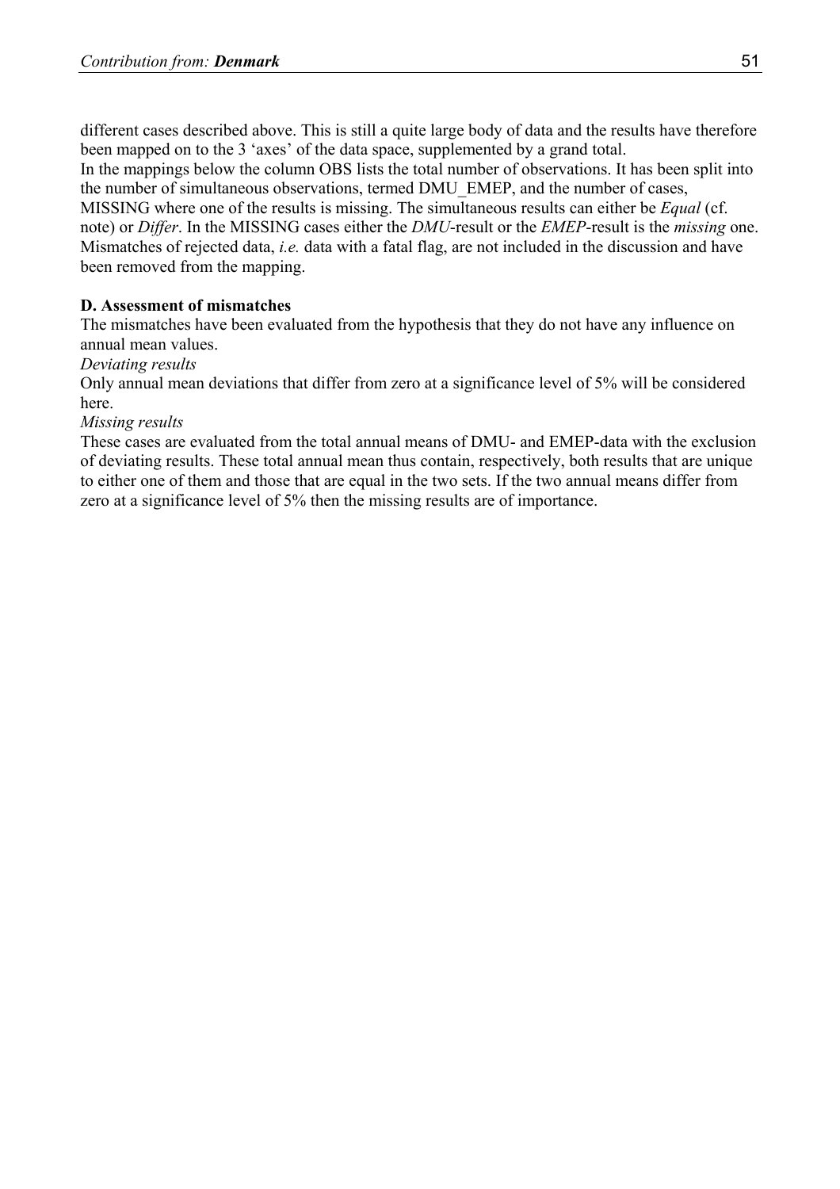different cases described above. This is still a quite large body of data and the results have therefore been mapped on to the 3 ‘axes’ of the data space, supplemented by a grand total.
In the mappings below the column OBS lists the total number of observations. It has been split into the number of simultaneous observations, termed DMU_EMEP, and the number of cases, MISSING where one of the results is missing. The simultaneous results can either be *Equal* (cf. note) or *Differ*. In the MISSING cases either the *DMU*-result or the *EMEP*-result is the *missing* one. Mismatches of rejected data, *i.e.* data with a fatal flag, are not included in the discussion and have been removed from the mapping.

**D. Assessment of mismatches**

The mismatches have been evaluated from the hypothesis that they do not have any influence on annual mean values.

*Deviating results*

Only annual mean deviations that differ from zero at a significance level of 5% will be considered here.

*Missing results*

These cases are evaluated from the total annual means of DMU- and EMEP-data with the exclusion of deviating results. These total annual mean thus contain, respectively, both results that are unique to either one of them and those that are equal in the two sets. If the two annual means differ from zero at a significance level of 5% then the missing results are of importance.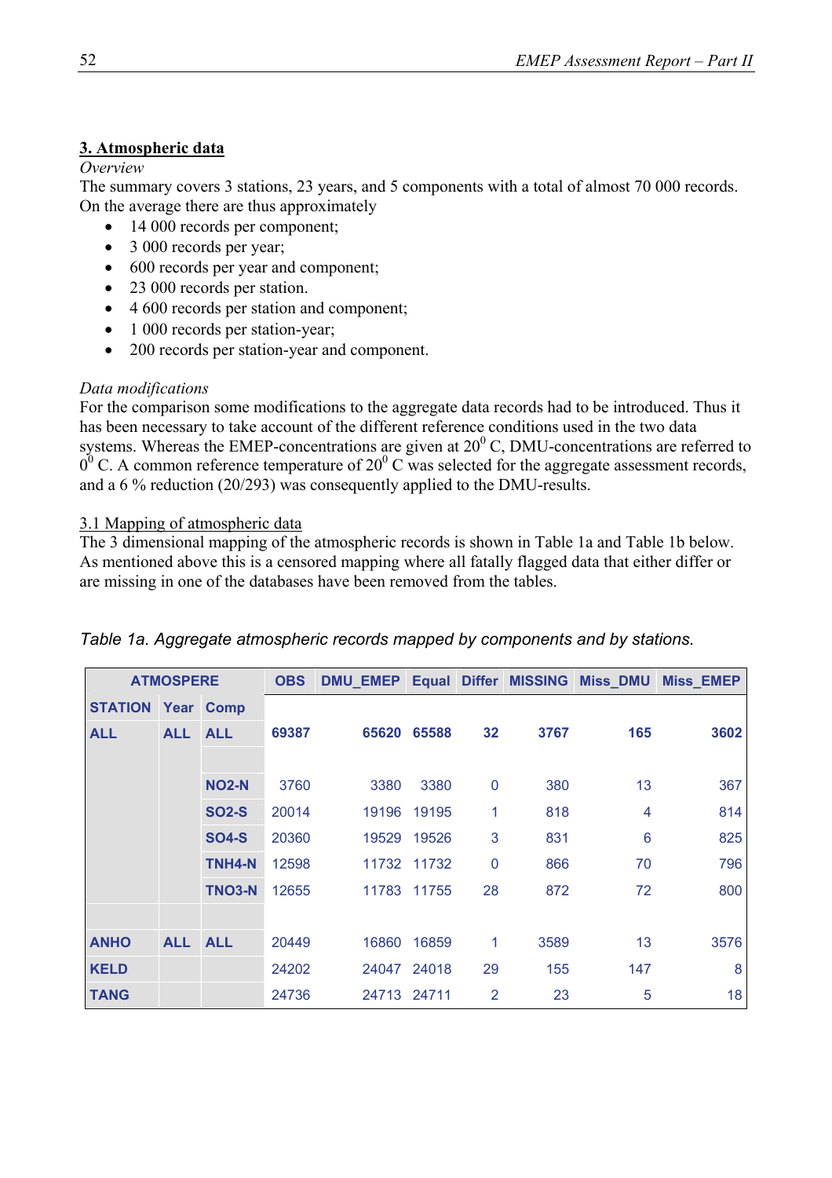## 3. Atmospheric data

*Overview*

The summary covers 3 stations, 23 years, and 5 components with a total of almost 70 000 records. On the average there are thus approximately

- 14 000 records per component;
- 3 000 records per year;
- 600 records per year and component;
- 23 000 records per station.
- 4 600 records per station and component;
- 1 000 records per station-year;
- 200 records per station-year and component.

*Data modifications*

For the comparison some modifications to the aggregate data records had to be introduced. Thus it has been necessary to take account of the different reference conditions used in the two data systems. Whereas the EMEP-concentrations are given at $20^0$ C, DMU-concentrations are referred to $0^0$ C. A common reference temperature of $20^0$ C was selected for the aggregate assessment records, and a 6 % reduction (20/293) was consequently applied to the DMU-results.

### 3.1 Mapping of atmospheric data

The 3 dimensional mapping of the atmospheric records is shown in Table 1a and Table 1b below. As mentioned above this is a censored mapping where all fatally flagged data that either differ or are missing in one of the databases have been removed from the tables.

*Table 1a. Aggregate atmospheric records mapped by components and by stations.*

| ATMOSPERE | | | OBS | DMU_EMEP | Equal | Differ | MISSING | Miss_DMU | Miss_EMEP |
|---|---|---|---|---|---|---|---|---|---|
| STATION | Year | Comp | | | | | | | |
| ALL | ALL | ALL | 69387 | 65620 | 65588 | 32 | 3767 | 165 | 3602 |
| | | NO2-N | 3760 | 3380 | 3380 | 0 | 380 | 13 | 367 |
| | | SO2-S | 20014 | 19196 | 19195 | 1 | 818 | 4 | 814 |
| | | SO4-S | 20360 | 19529 | 19526 | 3 | 831 | 6 | 825 |
| | | TNH4-N | 12598 | 11732 | 11732 | 0 | 866 | 70 | 796 |
| | | TNO3-N | 12655 | 11783 | 11755 | 28 | 872 | 72 | 800 |
| ANHO | ALL | ALL | 20449 | 16860 | 16859 | 1 | 3589 | 13 | 3576 |
| KELD | | | 24202 | 24047 | 24018 | 29 | 155 | 147 | 8 |
| TANG | | | 24736 | 24713 | 24711 | 2 | 23 | 5 | 18 |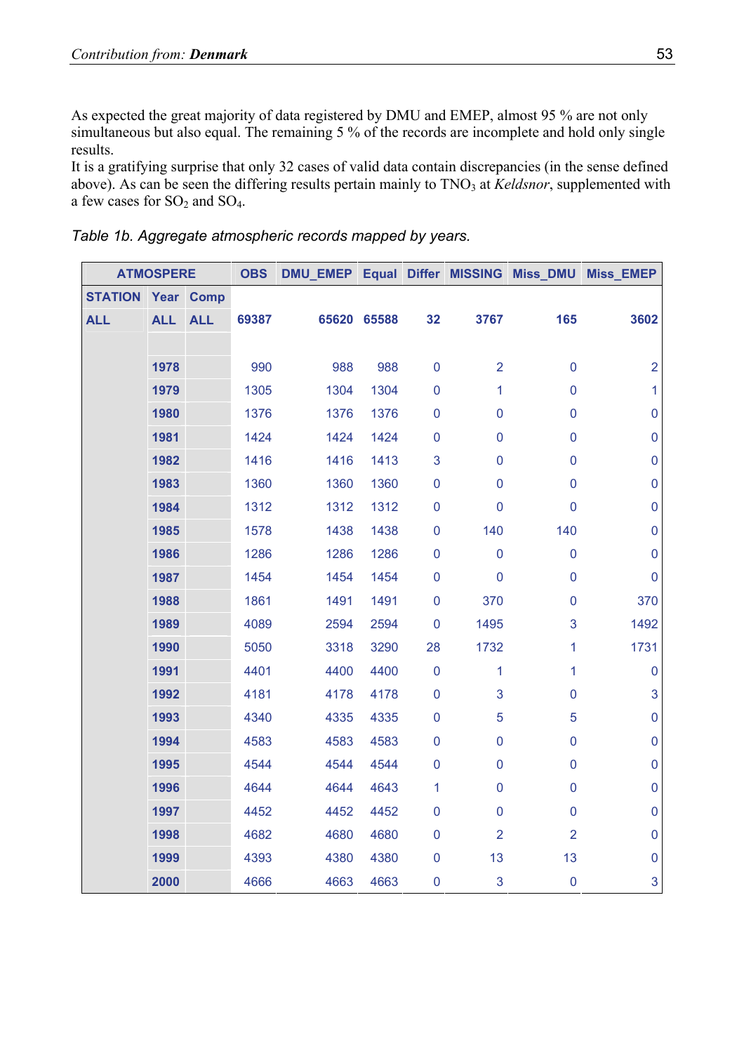As expected the great majority of data registered by DMU and EMEP, almost 95 % are not only simultaneous but also equal. The remaining 5 % of the records are incomplete and hold only single results.
It is a gratifying surprise that only 32 cases of valid data contain discrepancies (in the sense defined above). As can be seen the differing results pertain mainly to $TNO_3$ at *Keldsnor*, supplemented with a few cases for $SO_2$ and $SO_4$.

*Table 1b. Aggregate atmospheric records mapped by years.*

| ATMOSPERE | | | OBS | DMU_EMEP | Equal | Differ | MISSING | Miss_DMU | Miss_EMEP |
|---|---|---|---|---|---|---|---|---|---|
| STATION | Year | Comp | | | | | | | |
| ALL | ALL | ALL | 69387 | 65620 | 65588 | 32 | 3767 | 165 | 3602 |
| | 1978 | | 990 | 988 | 988 | 0 | 2 | 0 | 2 |
| | 1979 | | 1305 | 1304 | 1304 | 0 | 1 | 0 | 1 |
| | 1980 | | 1376 | 1376 | 1376 | 0 | 0 | 0 | 0 |
| | 1981 | | 1424 | 1424 | 1424 | 0 | 0 | 0 | 0 |
| | 1982 | | 1416 | 1416 | 1413 | 3 | 0 | 0 | 0 |
| | 1983 | | 1360 | 1360 | 1360 | 0 | 0 | 0 | 0 |
| | 1984 | | 1312 | 1312 | 1312 | 0 | 0 | 0 | 0 |
| | 1985 | | 1578 | 1438 | 1438 | 0 | 140 | 140 | 0 |
| | 1986 | | 1286 | 1286 | 1286 | 0 | 0 | 0 | 0 |
| | 1987 | | 1454 | 1454 | 1454 | 0 | 0 | 0 | 0 |
| | 1988 | | 1861 | 1491 | 1491 | 0 | 370 | 0 | 370 |
| | 1989 | | 4089 | 2594 | 2594 | 0 | 1495 | 3 | 1492 |
| | 1990 | | 5050 | 3318 | 3290 | 28 | 1732 | 1 | 1731 |
| | 1991 | | 4401 | 4400 | 4400 | 0 | 1 | 1 | 0 |
| | 1992 | | 4181 | 4178 | 4178 | 0 | 3 | 0 | 3 |
| | 1993 | | 4340 | 4335 | 4335 | 0 | 5 | 5 | 0 |
| | 1994 | | 4583 | 4583 | 4583 | 0 | 0 | 0 | 0 |
| | 1995 | | 4544 | 4544 | 4544 | 0 | 0 | 0 | 0 |
| | 1996 | | 4644 | 4644 | 4643 | 1 | 0 | 0 | 0 |
| | 1997 | | 4452 | 4452 | 4452 | 0 | 0 | 0 | 0 |
| | 1998 | | 4682 | 4680 | 4680 | 0 | 2 | 2 | 0 |
| | 1999 | | 4393 | 4380 | 4380 | 0 | 13 | 13 | 0 |
| | 2000 | | 4666 | 4663 | 4663 | 0 | 3 | 0 | 3 |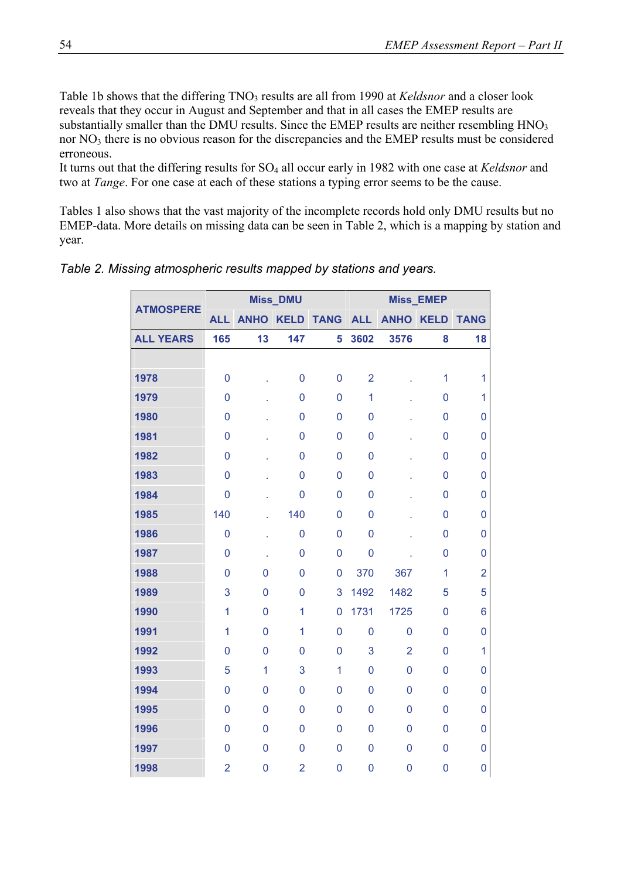Table 1b shows that the differing $TNO_3$ results are all from 1990 at *Keldsnor* and a closer look reveals that they occur in August and September and that in all cases the EMEP results are substantially smaller than the DMU results. Since the EMEP results are neither resembling $HNO_3$ nor $NO_3$ there is no obvious reason for the discrepancies and the EMEP results must be considered erroneous.
It turns out that the differing results for $SO_4$ all occur early in 1982 with one case at *Keldsnor* and two at *Tange*. For one case at each of these stations a typing error seems to be the cause.

Tables 1 also shows that the vast majority of the incomplete records hold only DMU results but no EMEP-data. More details on missing data can be seen in Table 2, which is a mapping by station and year.

*Table 2. Missing atmospheric results mapped by stations and years.*

| ATMOSPERE | Miss_DMU | | | | Miss_EMEP | | | |
|---|---|---|---|---|---|---|---|---|
| | ALL | ANHO | KELD | TANG | ALL | ANHO | KELD | TANG |
| ALL YEARS | 165 | 13 | 147 | 5 | 3602 | 3576 | 8 | 18 |
| 1978 | 0 | . | 0 | 0 | 2 | . | 1 | 1 |
| 1979 | 0 | . | 0 | 0 | 1 | . | 0 | 1 |
| 1980 | 0 | . | 0 | 0 | 0 | . | 0 | 0 |
| 1981 | 0 | . | 0 | 0 | 0 | . | 0 | 0 |
| 1982 | 0 | . | 0 | 0 | 0 | . | 0 | 0 |
| 1983 | 0 | . | 0 | 0 | 0 | . | 0 | 0 |
| 1984 | 0 | . | 0 | 0 | 0 | . | 0 | 0 |
| 1985 | 140 | . | 140 | 0 | 0 | . | 0 | 0 |
| 1986 | 0 | . | 0 | 0 | 0 | . | 0 | 0 |
| 1987 | 0 | . | 0 | 0 | 0 | . | 0 | 0 |
| 1988 | 0 | 0 | 0 | 0 | 370 | 367 | 1 | 2 |
| 1989 | 3 | 0 | 0 | 3 | 1492 | 1482 | 5 | 5 |
| 1990 | 1 | 0 | 1 | 0 | 1731 | 1725 | 0 | 6 |
| 1991 | 1 | 0 | 1 | 0 | 0 | 0 | 0 | 0 |
| 1992 | 0 | 0 | 0 | 0 | 3 | 2 | 0 | 1 |
| 1993 | 5 | 1 | 3 | 1 | 0 | 0 | 0 | 0 |
| 1994 | 0 | 0 | 0 | 0 | 0 | 0 | 0 | 0 |
| 1995 | 0 | 0 | 0 | 0 | 0 | 0 | 0 | 0 |
| 1996 | 0 | 0 | 0 | 0 | 0 | 0 | 0 | 0 |
| 1997 | 0 | 0 | 0 | 0 | 0 | 0 | 0 | 0 |
| 1998 | 2 | 0 | 2 | 0 | 0 | 0 | 0 | 0 |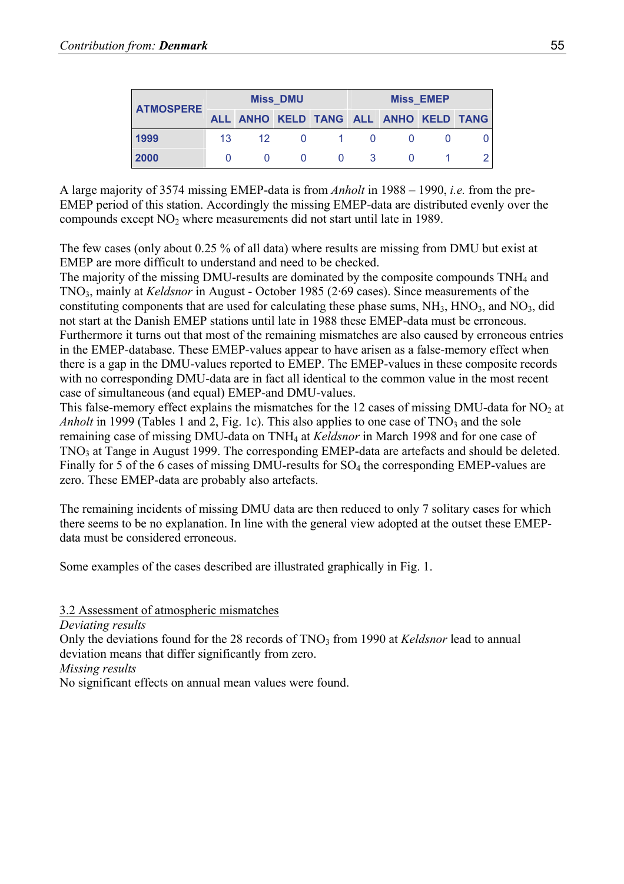| ATMOSPERE | Miss_DMU | | | | Miss_EMEP | | | |
|---|---|---|---|---|---|---|---|---|
| | ALL | ANHO | KELD | TANG | ALL | ANHO | KELD | TANG |
| **1999** | 13 | 12 | 0 | 1 | 0 | 0 | 0 | 0 |
| **2000** | 0 | 0 | 0 | 0 | 3 | 0 | 1 | 2 |

A large majority of 3574 missing EMEP-data is from *Anholt* in 1988 – 1990, *i.e.* from the pre-EMEP period of this station. Accordingly the missing EMEP-data are distributed evenly over the compounds except $NO_2$ where measurements did not start until late in 1989.

The few cases (only about 0.25 % of all data) where results are missing from DMU but exist at EMEP are more difficult to understand and need to be checked.
The majority of the missing DMU-results are dominated by the composite compounds $TNH_4$ and $TNO_3$, mainly at *Keldsnor* in August - October 1985 (2·69 cases). Since measurements of the constituting components that are used for calculating these phase sums, $NH_3$, $HNO_3$, and $NO_3$, did not start at the Danish EMEP stations until late in 1988 these EMEP-data must be erroneous. Furthermore it turns out that most of the remaining mismatches are also caused by erroneous entries in the EMEP-database. These EMEP-values appear to have arisen as a false-memory effect when there is a gap in the DMU-values reported to EMEP. The EMEP-values in these composite records with no corresponding DMU-data are in fact all identical to the common value in the most recent case of simultaneous (and equal) EMEP-and DMU-values.
This false-memory effect explains the mismatches for the 12 cases of missing DMU-data for $NO_2$ at *Anholt* in 1999 (Tables 1 and 2, Fig. 1c). This also applies to one case of $TNO_3$ and the sole remaining case of missing DMU-data on $TNH_4$ at *Keldsnor* in March 1998 and for one case of $TNO_3$ at Tange in August 1999. The corresponding EMEP-data are artefacts and should be deleted. Finally for 5 of the 6 cases of missing DMU-results for $SO_4$ the corresponding EMEP-values are zero. These EMEP-data are probably also artefacts.

The remaining incidents of missing DMU data are then reduced to only 7 solitary cases for which there seems to be no explanation. In line with the general view adopted at the outset these EMEP-data must be considered erroneous.

Some examples of the cases described are illustrated graphically in Fig. 1.

### 3.2 Assessment of atmospheric mismatches

*Deviating results*

Only the deviations found for the 28 records of $TNO_3$ from 1990 at *Keldsnor* lead to annual deviation means that differ significantly from zero.

*Missing results*

No significant effects on annual mean values were found.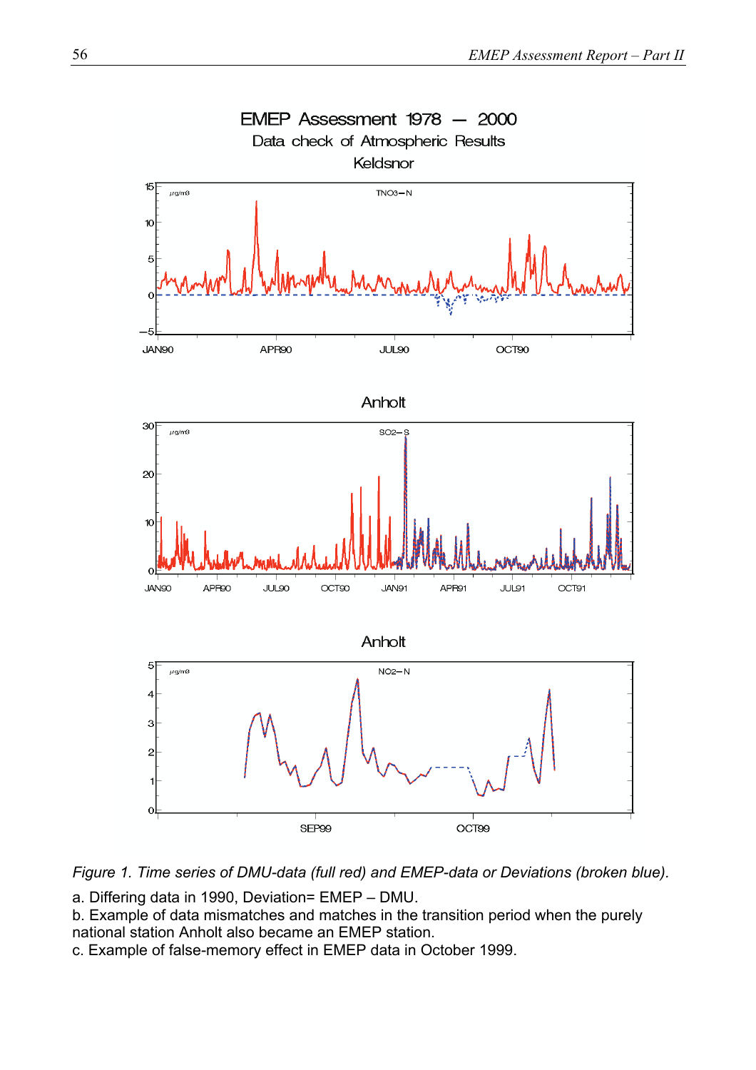*Figure 1. Time series of DMU-data (full red) and EMEP-data or Deviations (broken blue).*

a. Differing data in 1990, Deviation= EMEP – DMU.

b. Example of data mismatches and matches in the transition period when the purely national station Anholt also became an EMEP station.

c. Example of false-memory effect in EMEP data in October 1999.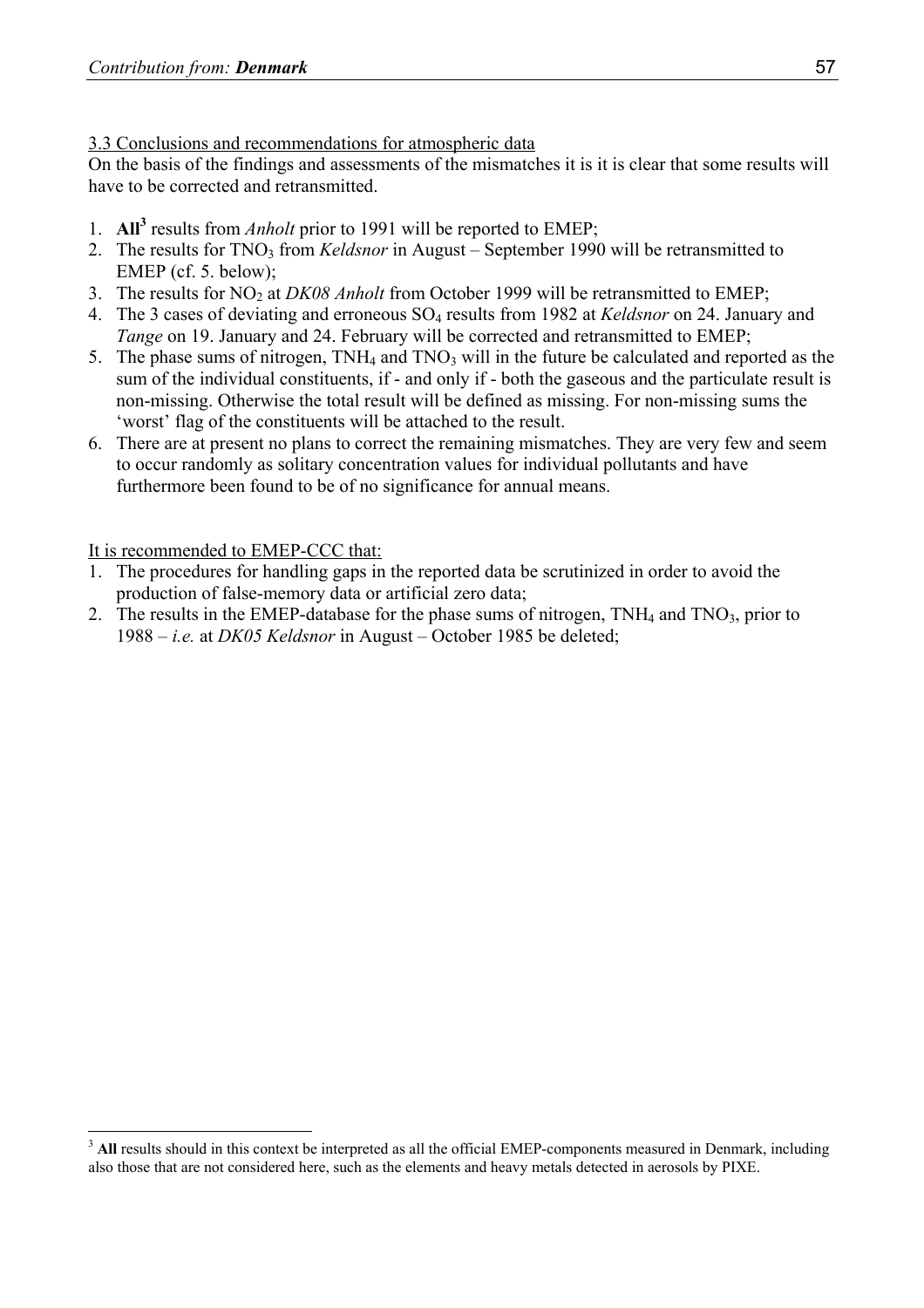3.3 Conclusions and recommendations for atmospheric data

On the basis of the findings and assessments of the mismatches it is it is clear that some results will have to be corrected and retransmitted.

1. **All**[3] results from *Anholt* prior to 1991 will be reported to EMEP;
2. The results for $TNO_3$ from *Keldsnor* in August – September 1990 will be retransmitted to EMEP (cf. 5. below);
3. The results for $NO_2$ at *DK08 Anholt* from October 1999 will be retransmitted to EMEP;
4. The 3 cases of deviating and erroneous $SO_4$ results from 1982 at *Keldsnor* on 24. January and *Tange* on 19. January and 24. February will be corrected and retransmitted to EMEP;
5. The phase sums of nitrogen, $TNH_4$ and $TNO_3$ will in the future be calculated and reported as the sum of the individual constituents, if - and only if - both the gaseous and the particulate result is non-missing. Otherwise the total result will be defined as missing. For non-missing sums the 'worst' flag of the constituents will be attached to the result.
6. There are at present no plans to correct the remaining mismatches. They are very few and seem to occur randomly as solitary concentration values for individual pollutants and have furthermore been found to be of no significance for annual means.

It is recommended to EMEP-CCC that:

1. The procedures for handling gaps in the reported data be scrutinized in order to avoid the production of false-memory data or artificial zero data;
2. The results in the EMEP-database for the phase sums of nitrogen, $TNH_4$ and $TNO_3$, prior to 1988 – *i.e.* at *DK05 Keldsnor* in August – October 1985 be deleted;

[3] **All** results should in this context be interpreted as all the official EMEP-components measured in Denmark, including also those that are not considered here, such as the elements and heavy metals detected in aerosols by PIXE.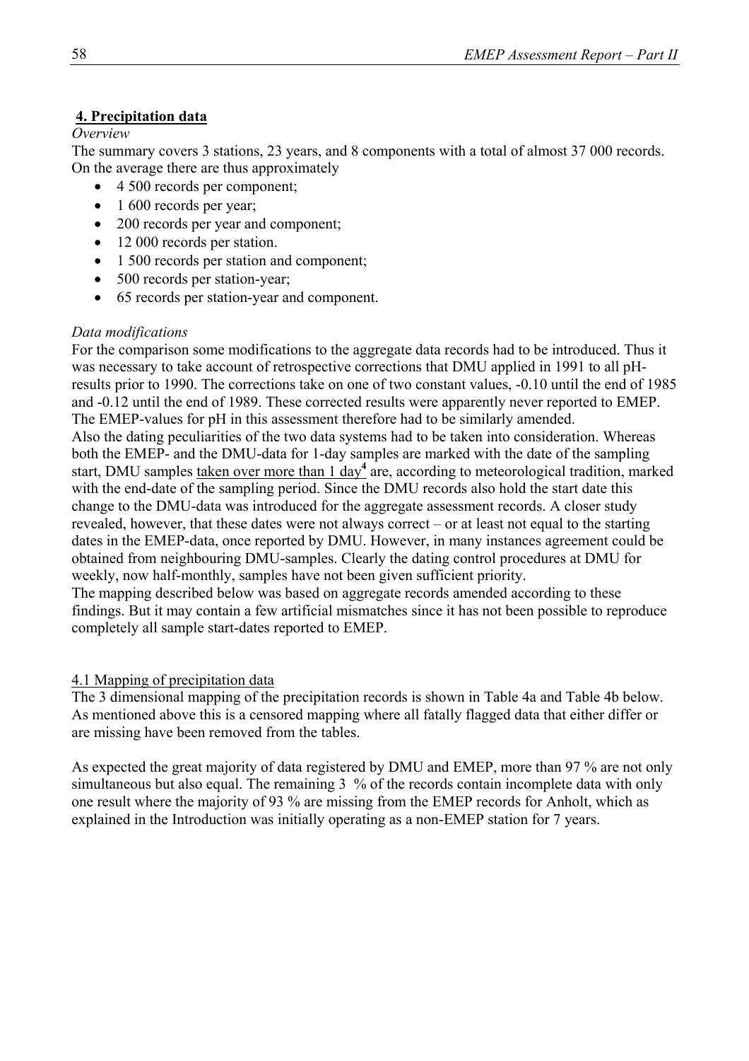## 4. Precipitation data

*Overview*

The summary covers 3 stations, 23 years, and 8 components with a total of almost 37 000 records. On the average there are thus approximately

- 4 500 records per component;
- 1 600 records per year;
- 200 records per year and component;
- 12 000 records per station.
- 1 500 records per station and component;
- 500 records per station-year;
- 65 records per station-year and component.

*Data modifications*

For the comparison some modifications to the aggregate data records had to be introduced. Thus it was necessary to take account of retrospective corrections that DMU applied in 1991 to all pH-results prior to 1990. The corrections take on one of two constant values, -0.10 until the end of 1985 and -0.12 until the end of 1989. These corrected results were apparently never reported to EMEP. The EMEP-values for pH in this assessment therefore had to be similarly amended.

Also the dating peculiarities of the two data systems had to be taken into consideration. Whereas both the EMEP- and the DMU-data for 1-day samples are marked with the date of the sampling start, DMU samples taken over more than 1 day[4] are, according to meteorological tradition, marked with the end-date of the sampling period. Since the DMU records also hold the start date this change to the DMU-data was introduced for the aggregate assessment records. A closer study revealed, however, that these dates were not always correct – or at least not equal to the starting dates in the EMEP-data, once reported by DMU. However, in many instances agreement could be obtained from neighbouring DMU-samples. Clearly the dating control procedures at DMU for weekly, now half-monthly, samples have not been given sufficient priority.

The mapping described below was based on aggregate records amended according to these findings. But it may contain a few artificial mismatches since it has not been possible to reproduce completely all sample start-dates reported to EMEP.

### 4.1 Mapping of precipitation data

The 3 dimensional mapping of the precipitation records is shown in Table 4a and Table 4b below. As mentioned above this is a censored mapping where all fatally flagged data that either differ or are missing have been removed from the tables.

As expected the great majority of data registered by DMU and EMEP, more than 97 % are not only simultaneous but also equal. The remaining 3 % of the records contain incomplete data with only one result where the majority of 93 % are missing from the EMEP records for Anholt, which as explained in the Introduction was initially operating as a non-EMEP station for 7 years.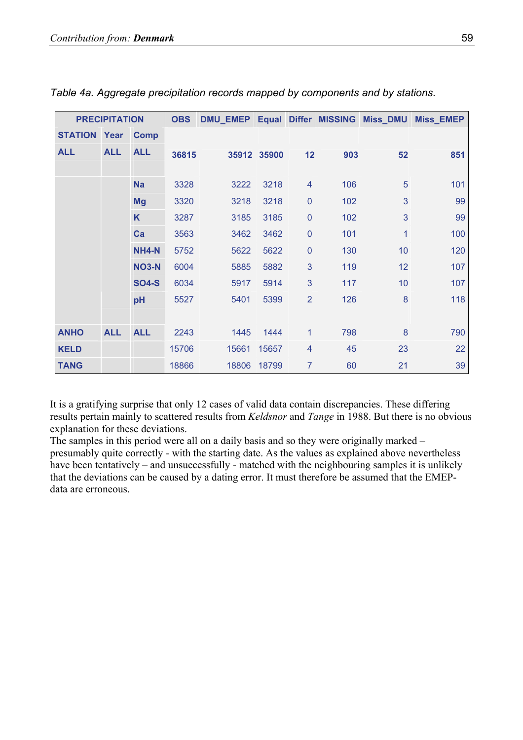*Table 4a. Aggregate precipitation records mapped by components and by stations.*

| PRECIPITATION | | | OBS | DMU_EMEP | Equal | Differ | MISSING | Miss_DMU | Miss_EMEP |
|---|---|---|---|---|---|---|---|---|---|
| **STATION** | **Year** | **Comp** | | | | | | | |
| **ALL** | **ALL** | **ALL** | **36815** | **35912** | **35900** | **12** | **903** | **52** | **851** |
| | | | | | | | | | |
| | | **Na** | 3328 | 3222 | 3218 | 4 | 106 | 5 | 101 |
| | | **Mg** | 3320 | 3218 | 3218 | 0 | 102 | 3 | 99 |
| | | **K** | 3287 | 3185 | 3185 | 0 | 102 | 3 | 99 |
| | | **Ca** | 3563 | 3462 | 3462 | 0 | 101 | 1 | 100 |
| | | **NH4-N** | 5752 | 5622 | 5622 | 0 | 130 | 10 | 120 |
| | | **NO3-N** | 6004 | 5885 | 5882 | 3 | 119 | 12 | 107 |
| | | **SO4-S** | 6034 | 5917 | 5914 | 3 | 117 | 10 | 107 |
| | | **pH** | 5527 | 5401 | 5399 | 2 | 126 | 8 | 118 |
| | | | | | | | | | |
| **ANHO** | **ALL** | **ALL** | 2243 | 1445 | 1444 | 1 | 798 | 8 | 790 |
| **KELD** | | | 15706 | 15661 | 15657 | 4 | 45 | 23 | 22 |
| **TANG** | | | 18866 | 18806 | 18799 | 7 | 60 | 21 | 39 |

It is a gratifying surprise that only 12 cases of valid data contain discrepancies. These differing results pertain mainly to scattered results from *Keldsnor* and *Tange* in 1988. But there is no obvious explanation for these deviations.
The samples in this period were all on a daily basis and so they were originally marked – presumably quite correctly - with the starting date. As the values as explained above nevertheless have been tentatively – and unsuccessfully - matched with the neighbouring samples it is unlikely that the deviations can be caused by a dating error. It must therefore be assumed that the EMEP-data are erroneous.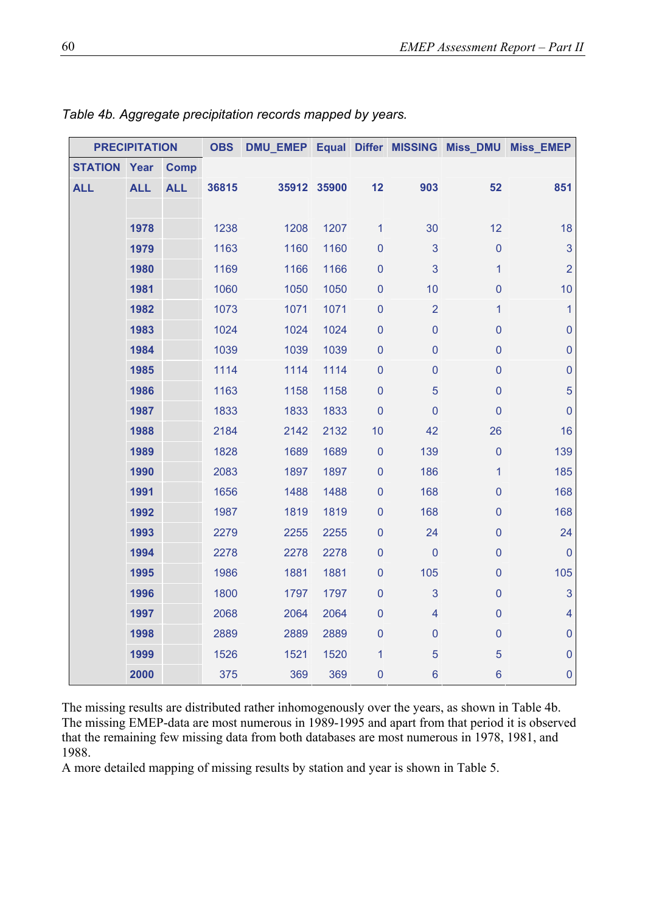*Table 4b. Aggregate precipitation records mapped by years.*

| PRECIPITATION | | | OBS | DMU_EMEP | Equal | Differ | MISSING | Miss_DMU | Miss_EMEP |
|---|---|---|---|---|---|---|---|---|---|
| **STATION** | **Year** | **Comp** | | | | | | | |
| **ALL** | **ALL** | **ALL** | **36815** | **35912** | **35900** | **12** | **903** | **52** | **851** |
| | | | | | | | | | |
| | **1978** | | 1238 | 1208 | 1207 | 1 | 30 | 12 | 18 |
| | **1979** | | 1163 | 1160 | 1160 | 0 | 3 | 0 | 3 |
| | **1980** | | 1169 | 1166 | 1166 | 0 | 3 | 1 | 2 |
| | **1981** | | 1060 | 1050 | 1050 | 0 | 10 | 0 | 10 |
| | **1982** | | 1073 | 1071 | 1071 | 0 | 2 | 1 | 1 |
| | **1983** | | 1024 | 1024 | 1024 | 0 | 0 | 0 | 0 |
| | **1984** | | 1039 | 1039 | 1039 | 0 | 0 | 0 | 0 |
| | **1985** | | 1114 | 1114 | 1114 | 0 | 0 | 0 | 0 |
| | **1986** | | 1163 | 1158 | 1158 | 0 | 5 | 0 | 5 |
| | **1987** | | 1833 | 1833 | 1833 | 0 | 0 | 0 | 0 |
| | **1988** | | 2184 | 2142 | 2132 | 10 | 42 | 26 | 16 |
| | **1989** | | 1828 | 1689 | 1689 | 0 | 139 | 0 | 139 |
| | **1990** | | 2083 | 1897 | 1897 | 0 | 186 | 1 | 185 |
| | **1991** | | 1656 | 1488 | 1488 | 0 | 168 | 0 | 168 |
| | **1992** | | 1987 | 1819 | 1819 | 0 | 168 | 0 | 168 |
| | **1993** | | 2279 | 2255 | 2255 | 0 | 24 | 0 | 24 |
| | **1994** | | 2278 | 2278 | 2278 | 0 | 0 | 0 | 0 |
| | **1995** | | 1986 | 1881 | 1881 | 0 | 105 | 0 | 105 |
| | **1996** | | 1800 | 1797 | 1797 | 0 | 3 | 0 | 3 |
| | **1997** | | 2068 | 2064 | 2064 | 0 | 4 | 0 | 4 |
| | **1998** | | 2889 | 2889 | 2889 | 0 | 0 | 0 | 0 |
| | **1999** | | 1526 | 1521 | 1520 | 1 | 5 | 5 | 0 |
| | **2000** | | 375 | 369 | 369 | 0 | 6 | 6 | 0 |

The missing results are distributed rather inhomogenously over the years, as shown in Table 4b. The missing EMEP-data are most numerous in 1989-1995 and apart from that period it is observed that the remaining few missing data from both databases are most numerous in 1978, 1981, and 1988.

A more detailed mapping of missing results by station and year is shown in Table 5.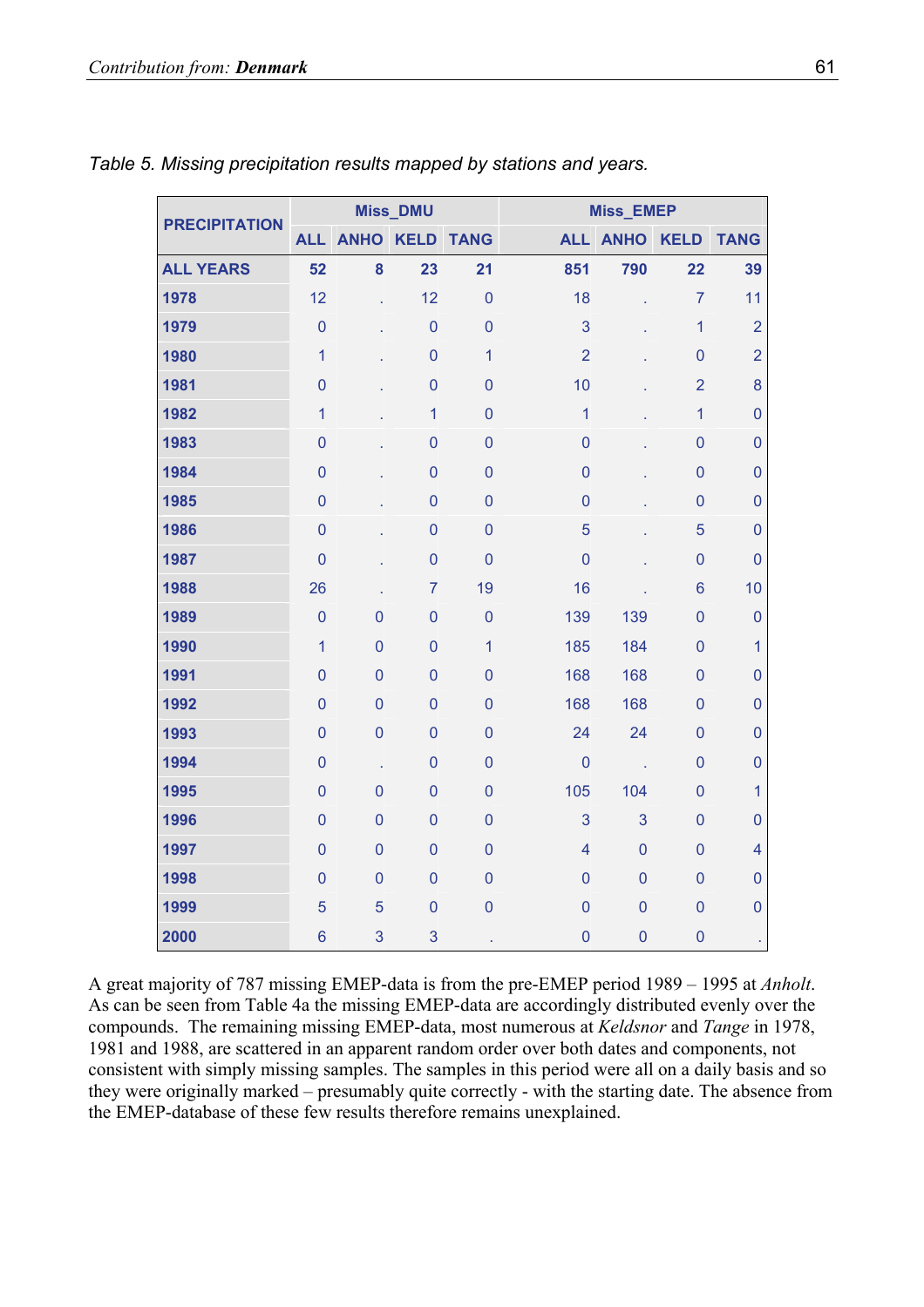*Table 5. Missing precipitation results mapped by stations and years.*

| PRECIPITATION | Miss_DMU | | | | Miss_EMEP | | | |
|---|---|---|---|---|---|---|---|---|
| | ALL | ANHO | KELD | TANG | ALL | ANHO | KELD | TANG |
| **ALL YEARS** | **52** | **8** | **23** | **21** | **851** | **790** | **22** | **39** |
| **1978** | 12 | . | 12 | 0 | 18 | . | 7 | 11 |
| **1979** | 0 | . | 0 | 0 | 3 | . | 1 | 2 |
| **1980** | 1 | . | 0 | 1 | 2 | . | 0 | 2 |
| **1981** | 0 | . | 0 | 0 | 10 | . | 2 | 8 |
| **1982** | 1 | . | 1 | 0 | 1 | . | 1 | 0 |
| **1983** | 0 | . | 0 | 0 | 0 | . | 0 | 0 |
| **1984** | 0 | . | 0 | 0 | 0 | . | 0 | 0 |
| **1985** | 0 | . | 0 | 0 | 0 | . | 0 | 0 |
| **1986** | 0 | . | 0 | 0 | 5 | . | 5 | 0 |
| **1987** | 0 | . | 0 | 0 | 0 | . | 0 | 0 |
| **1988** | 26 | . | 7 | 19 | 16 | . | 6 | 10 |
| **1989** | 0 | 0 | 0 | 0 | 139 | 139 | 0 | 0 |
| **1990** | 1 | 0 | 0 | 1 | 185 | 184 | 0 | 1 |
| **1991** | 0 | 0 | 0 | 0 | 168 | 168 | 0 | 0 |
| **1992** | 0 | 0 | 0 | 0 | 168 | 168 | 0 | 0 |
| **1993** | 0 | 0 | 0 | 0 | 24 | 24 | 0 | 0 |
| **1994** | 0 | . | 0 | 0 | 0 | . | 0 | 0 |
| **1995** | 0 | 0 | 0 | 0 | 105 | 104 | 0 | 1 |
| **1996** | 0 | 0 | 0 | 0 | 3 | 3 | 0 | 0 |
| **1997** | 0 | 0 | 0 | 0 | 4 | 0 | 0 | 4 |
| **1998** | 0 | 0 | 0 | 0 | 0 | 0 | 0 | 0 |
| **1999** | 5 | 5 | 0 | 0 | 0 | 0 | 0 | 0 |
| **2000** | 6 | 3 | 3 | . | 0 | 0 | 0 | . |

A great majority of 787 missing EMEP-data is from the pre-EMEP period 1989 – 1995 at *Anholt*. As can be seen from Table 4a the missing EMEP-data are accordingly distributed evenly over the compounds. The remaining missing EMEP-data, most numerous at *Keldsnor* and *Tange* in 1978, 1981 and 1988, are scattered in an apparent random order over both dates and components, not consistent with simply missing samples. The samples in this period were all on a daily basis and so they were originally marked – presumably quite correctly - with the starting date. The absence from the EMEP-database of these few results therefore remains unexplained.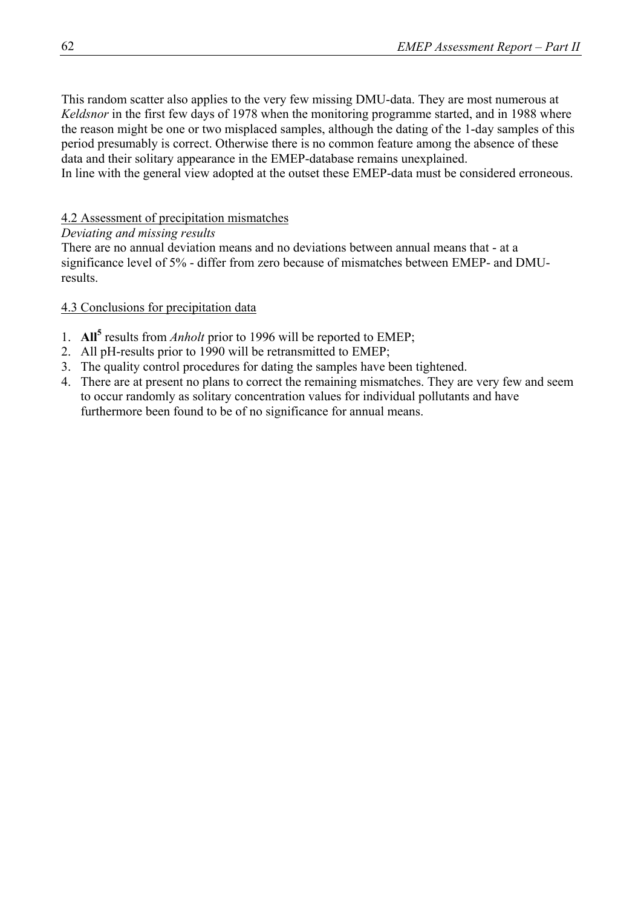This random scatter also applies to the very few missing DMU-data. They are most numerous at *Keldsnor* in the first few days of 1978 when the monitoring programme started, and in 1988 where the reason might be one or two misplaced samples, although the dating of the 1-day samples of this period presumably is correct. Otherwise there is no common feature among the absence of these data and their solitary appearance in the EMEP-database remains unexplained.
In line with the general view adopted at the outset these EMEP-data must be considered erroneous.

4.2 Assessment of precipitation mismatches

*Deviating and missing results*

There are no annual deviation means and no deviations between annual means that - at a significance level of 5% - differ from zero because of mismatches between EMEP- and DMU-results.

4.3 Conclusions for precipitation data

1. **All**[5] results from *Anholt* prior to 1996 will be reported to EMEP;
2. All pH-results prior to 1990 will be retransmitted to EMEP;
3. The quality control procedures for dating the samples have been tightened.
4. There are at present no plans to correct the remaining mismatches. They are very few and seem to occur randomly as solitary concentration values for individual pollutants and have furthermore been found to be of no significance for annual means.